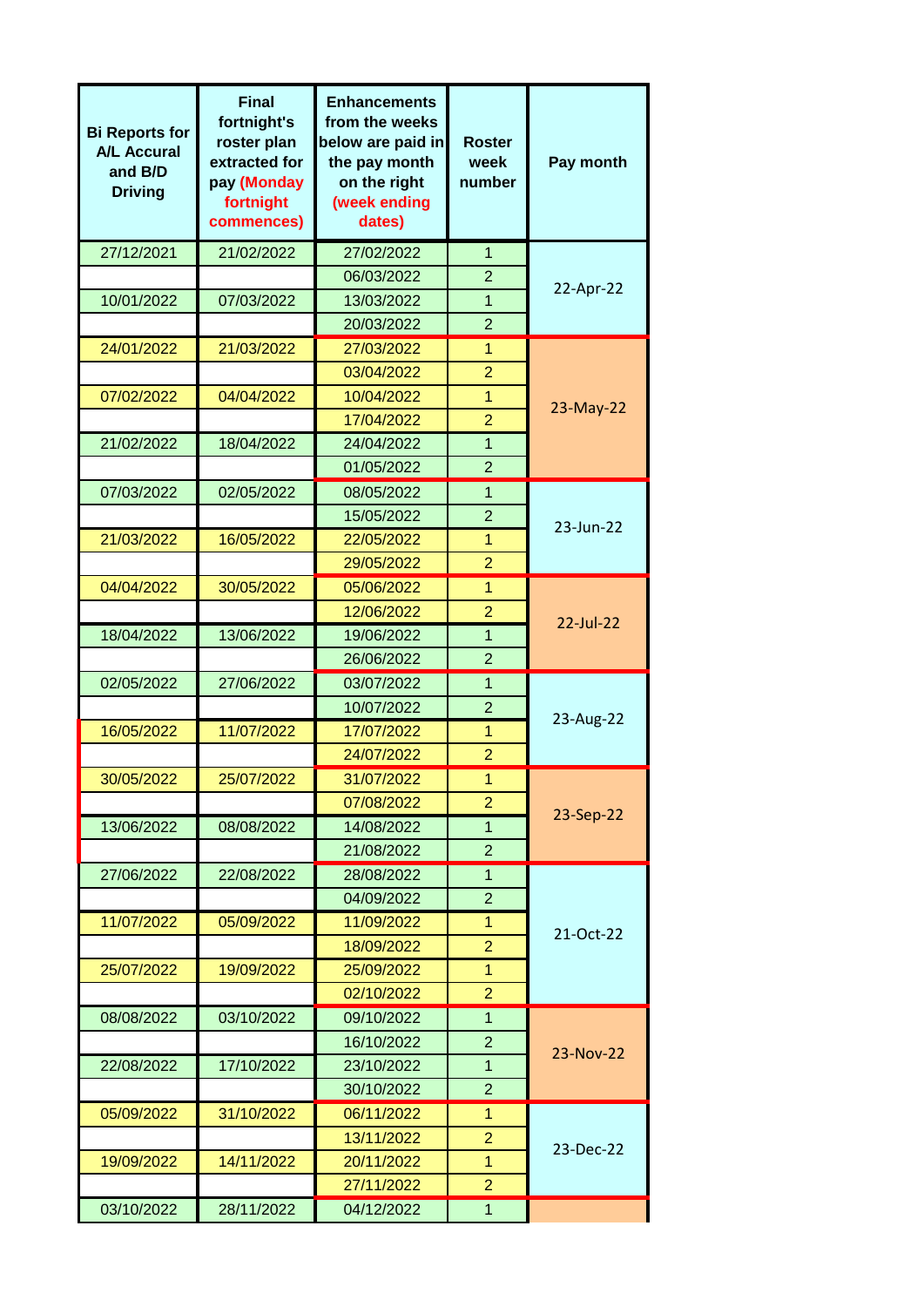| Bi Reports for A/L Accural and B/D Driving | Final fortnight's roster plan extracted for pay (Monday fortnight commences) | Enhancements from the weeks below are paid in the pay month on the right (week ending dates) | Roster week number | Pay month |
|---|---|---|---|---|
| 27/12/2021 | 21/02/2022 | 27/02/2022 | 1 | 22-Apr-22 |
| | | 06/03/2022 | 2 | |
| 10/01/2022 | 07/03/2022 | 13/03/2022 | 1 | |
| | | 20/03/2022 | 2 | |
| 24/01/2022 | 21/03/2022 | 27/03/2022 | 1 | 23-May-22 |
| | | 03/04/2022 | 2 | |
| 07/02/2022 | 04/04/2022 | 10/04/2022 | 1 | |
| | | 17/04/2022 | 2 | |
| 21/02/2022 | 18/04/2022 | 24/04/2022 | 1 | |
| | | 01/05/2022 | 2 | |
| 07/03/2022 | 02/05/2022 | 08/05/2022 | 1 | 23-Jun-22 |
| | | 15/05/2022 | 2 | |
| 21/03/2022 | 16/05/2022 | 22/05/2022 | 1 | |
| | | 29/05/2022 | 2 | |
| 04/04/2022 | 30/05/2022 | 05/06/2022 | 1 | 22-Jul-22 |
| | | 12/06/2022 | 2 | |
| 18/04/2022 | 13/06/2022 | 19/06/2022 | 1 | |
| | | 26/06/2022 | 2 | |
| 02/05/2022 | 27/06/2022 | 03/07/2022 | 1 | 23-Aug-22 |
| | | 10/07/2022 | 2 | |
| 16/05/2022 | 11/07/2022 | 17/07/2022 | 1 | |
| | | 24/07/2022 | 2 | |
| 30/05/2022 | 25/07/2022 | 31/07/2022 | 1 | 23-Sep-22 |
| | | 07/08/2022 | 2 | |
| 13/06/2022 | 08/08/2022 | 14/08/2022 | 1 | |
| | | 21/08/2022 | 2 | |
| 27/06/2022 | 22/08/2022 | 28/08/2022 | 1 | 21-Oct-22 |
| | | 04/09/2022 | 2 | |
| 11/07/2022 | 05/09/2022 | 11/09/2022 | 1 | |
| | | 18/09/2022 | 2 | |
| 25/07/2022 | 19/09/2022 | 25/09/2022 | 1 | |
| | | 02/10/2022 | 2 | |
| 08/08/2022 | 03/10/2022 | 09/10/2022 | 1 | 23-Nov-22 |
| | | 16/10/2022 | 2 | |
| 22/08/2022 | 17/10/2022 | 23/10/2022 | 1 | |
| | | 30/10/2022 | 2 | |
| 05/09/2022 | 31/10/2022 | 06/11/2022 | 1 | 23-Dec-22 |
| | | 13/11/2022 | 2 | |
| 19/09/2022 | 14/11/2022 | 20/11/2022 | 1 | |
| | | 27/11/2022 | 2 | |
| 03/10/2022 | 28/11/2022 | 04/12/2022 | 1 | |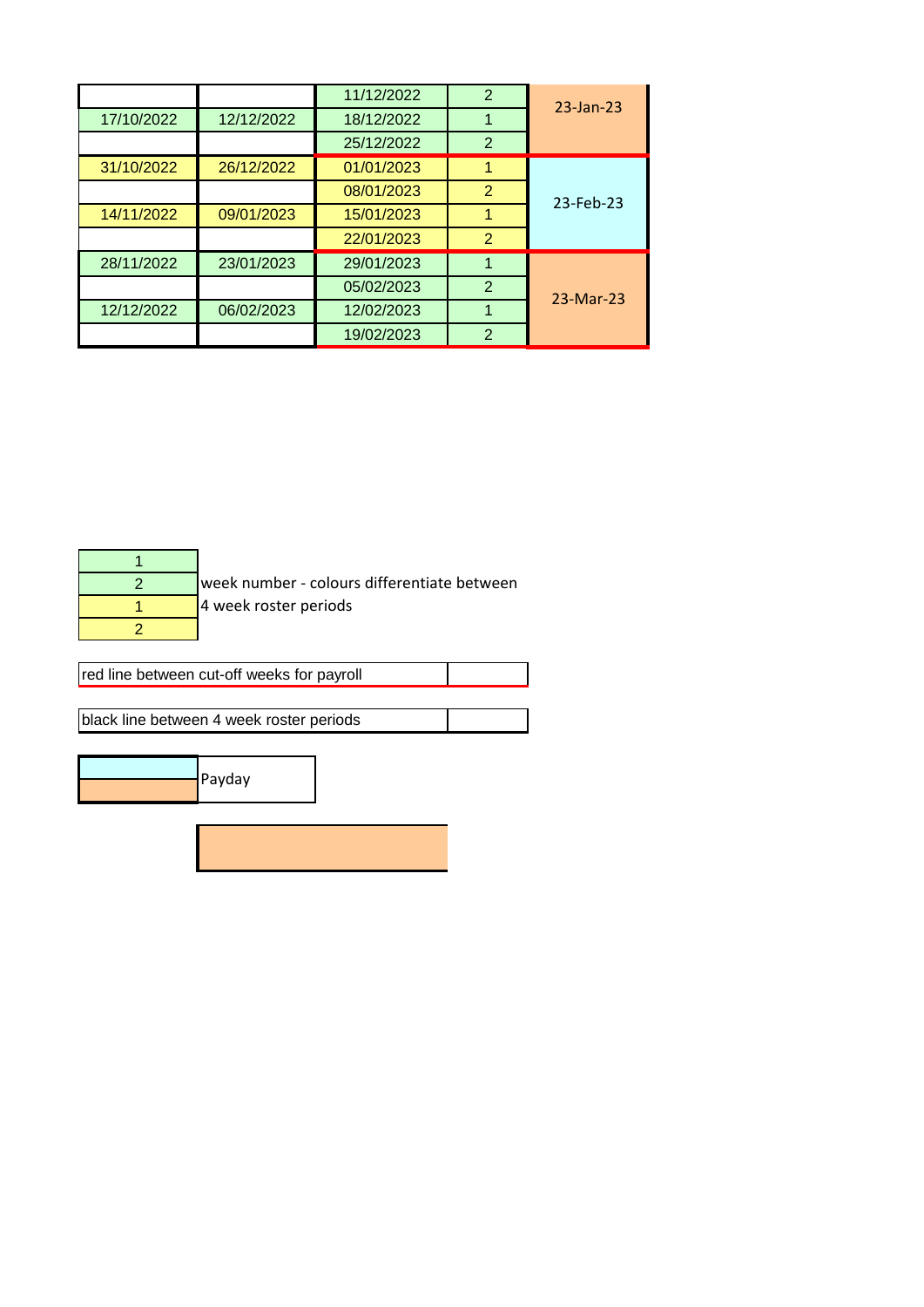| | | | | |
|---|---|---|---|---|
| | | 11/12/2022 | 2 | 23-Jan-23 |
| 17/10/2022 | 12/12/2022 | 18/12/2022 | 1 | |
| | | 25/12/2022 | 2 | |
| 31/10/2022 | 26/12/2022 | 01/01/2023 | 1 | 23-Feb-23 |
| | | 08/01/2023 | 2 | |
| 14/11/2022 | 09/01/2023 | 15/01/2023 | 1 | |
| | | 22/01/2023 | 2 | |
| 28/11/2022 | 23/01/2023 | 29/01/2023 | 1 | 23-Mar-23 |
| | | 05/02/2023 | 2 | |
| 12/12/2022 | 06/02/2023 | 12/02/2023 | 1 | |
| | | 19/02/2023 | 2 | |

| | |
|---|---|
| 1 | |
| 2 | week number - colours differentiate between |
| 1 | 4 week roster periods |
| 2 | |

red line between cut-off weeks for payroll

black line between 4 week roster periods

Payday